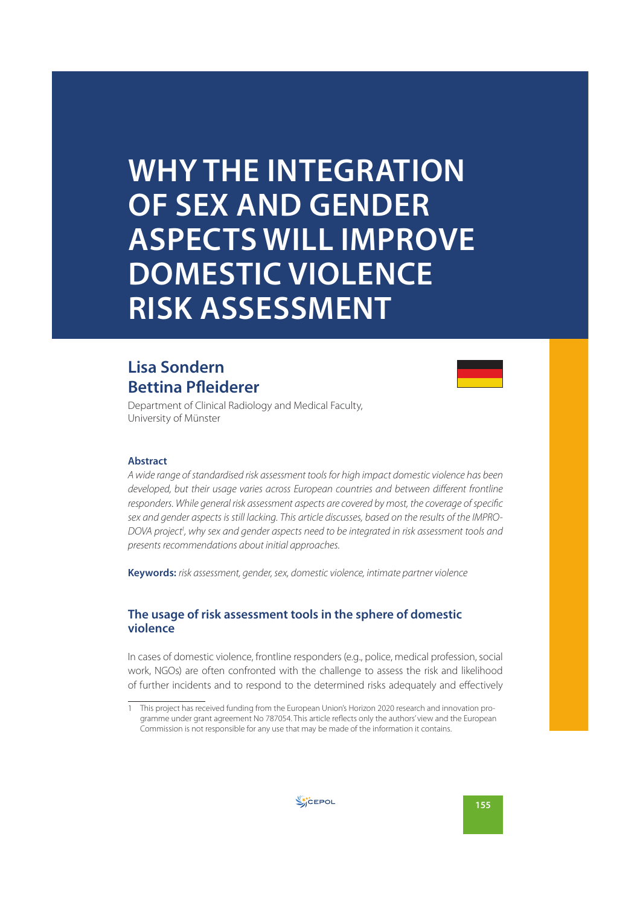# WHY THE INTEGRATION OF SEX AND GENDER ASPECTS WILL IMPROVE DOMESTIC VIOLENCE RISK ASSESSMENT

## Lisa Sondern
## Bettina Pfleiderer

Department of Clinical Radiology and Medical Faculty, University of Münster

### Abstract

*A wide range of standardised risk assessment tools for high impact domestic violence has been developed, but their usage varies across European countries and between different frontline responders. While general risk assessment aspects are covered by most, the coverage of specific sex and gender aspects is still lacking. This article discusses, based on the results of the IMPRODOVA project*[1]*, why sex and gender aspects need to be integrated in risk assessment tools and presents recommendations about initial approaches.*

**Keywords:** *risk assessment, gender, sex, domestic violence, intimate partner violence*

### The usage of risk assessment tools in the sphere of domestic violence

In cases of domestic violence, frontline responders (e.g., police, medical profession, social work, NGOs) are often confronted with the challenge to assess the risk and likelihood of further incidents and to respond to the determined risks adequately and effectively

---

1 This project has received funding from the European Union's Horizon 2020 research and innovation programme under grant agreement No 787054. This article reflects only the authors' view and the European Commission is not responsible for any use that may be made of the information it contains.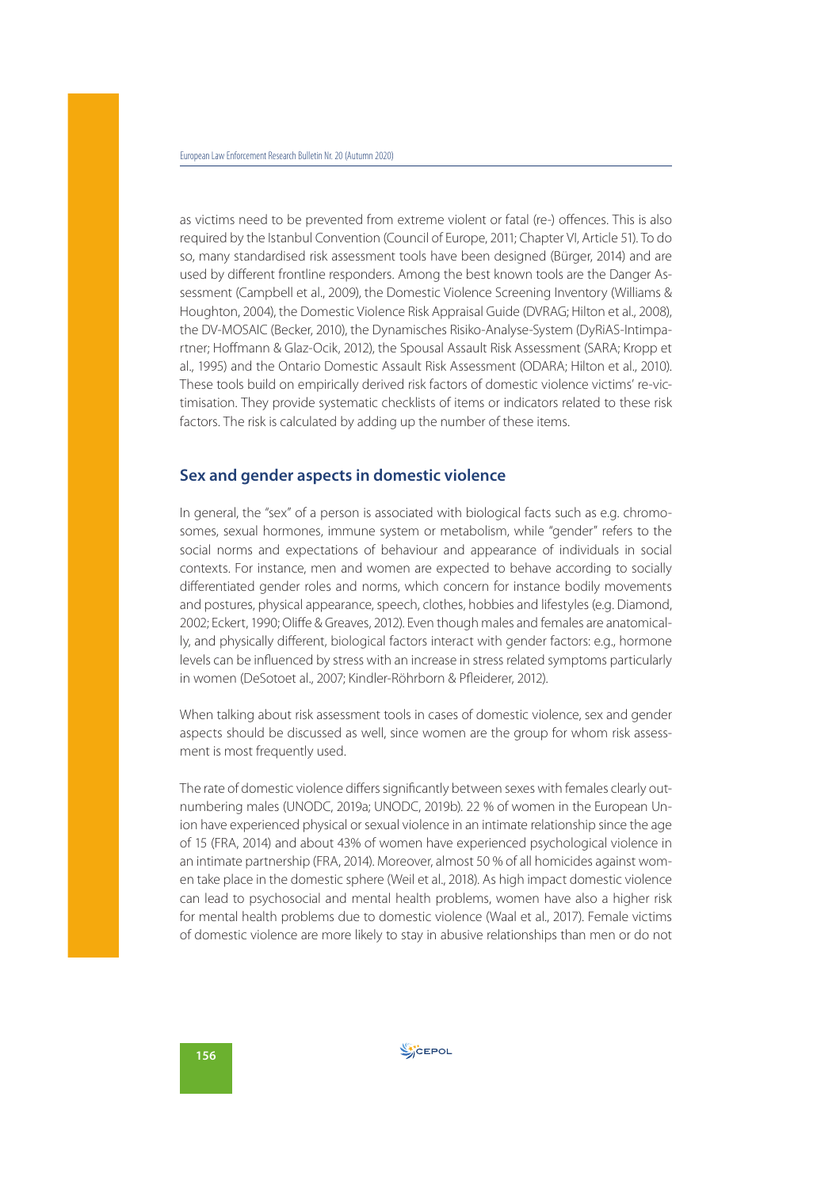as victims need to be prevented from extreme violent or fatal (re-) offences. This is also required by the Istanbul Convention (Council of Europe, 2011; Chapter VI, Article 51). To do so, many standardised risk assessment tools have been designed (Bürger, 2014) and are used by different frontline responders. Among the best known tools are the Danger Assessment (Campbell et al., 2009), the Domestic Violence Screening Inventory (Williams & Houghton, 2004), the Domestic Violence Risk Appraisal Guide (DVRAG; Hilton et al., 2008), the DV-MOSAIC (Becker, 2010), the Dynamisches Risiko-Analyse-System (DyRiAS-Intimpartner; Hoffmann & Glaz-Ocik, 2012), the Spousal Assault Risk Assessment (SARA; Kropp et al., 1995) and the Ontario Domestic Assault Risk Assessment (ODARA; Hilton et al., 2010). These tools build on empirically derived risk factors of domestic violence victims' re-victimisation. They provide systematic checklists of items or indicators related to these risk factors. The risk is calculated by adding up the number of these items.

## Sex and gender aspects in domestic violence

In general, the "sex" of a person is associated with biological facts such as e.g. chromosomes, sexual hormones, immune system or metabolism, while "gender" refers to the social norms and expectations of behaviour and appearance of individuals in social contexts. For instance, men and women are expected to behave according to socially differentiated gender roles and norms, which concern for instance bodily movements and postures, physical appearance, speech, clothes, hobbies and lifestyles (e.g. Diamond, 2002; Eckert, 1990; Oliffe & Greaves, 2012). Even though males and females are anatomically, and physically different, biological factors interact with gender factors: e.g., hormone levels can be influenced by stress with an increase in stress related symptoms particularly in women (DeSotoet al., 2007; Kindler-Röhrborn & Pfleiderer, 2012).

When talking about risk assessment tools in cases of domestic violence, sex and gender aspects should be discussed as well, since women are the group for whom risk assessment is most frequently used.

The rate of domestic violence differs significantly between sexes with females clearly outnumbering males (UNODC, 2019a; UNODC, 2019b). 22 % of women in the European Union have experienced physical or sexual violence in an intimate relationship since the age of 15 (FRA, 2014) and about 43% of women have experienced psychological violence in an intimate partnership (FRA, 2014). Moreover, almost 50 % of all homicides against women take place in the domestic sphere (Weil et al., 2018). As high impact domestic violence can lead to psychosocial and mental health problems, women have also a higher risk for mental health problems due to domestic violence (Waal et al., 2017). Female victims of domestic violence are more likely to stay in abusive relationships than men or do not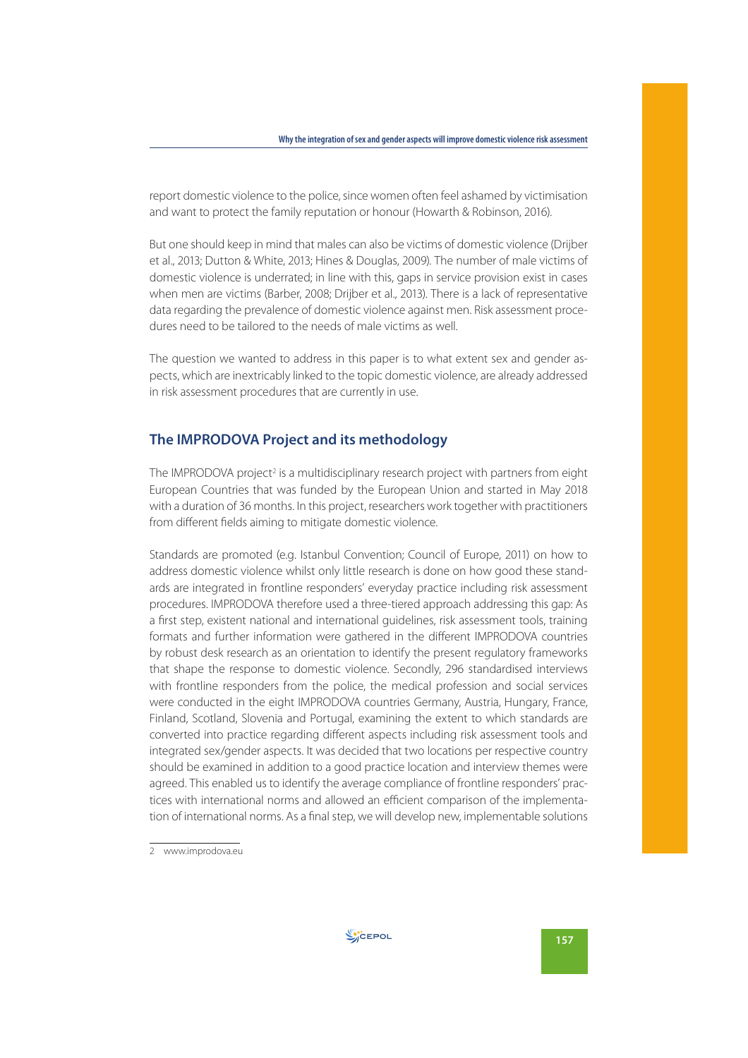report domestic violence to the police, since women often feel ashamed by victimisation and want to protect the family reputation or honour (Howarth & Robinson, 2016).

But one should keep in mind that males can also be victims of domestic violence (Drijber et al., 2013; Dutton & White, 2013; Hines & Douglas, 2009). The number of male victims of domestic violence is underrated; in line with this, gaps in service provision exist in cases when men are victims (Barber, 2008; Drijber et al., 2013). There is a lack of representative data regarding the prevalence of domestic violence against men. Risk assessment procedures need to be tailored to the needs of male victims as well.

The question we wanted to address in this paper is to what extent sex and gender aspects, which are inextricably linked to the topic domestic violence, are already addressed in risk assessment procedures that are currently in use.

## The IMPRODOVA Project and its methodology

The IMPRODOVA project[2] is a multidisciplinary research project with partners from eight European Countries that was funded by the European Union and started in May 2018 with a duration of 36 months. In this project, researchers work together with practitioners from different fields aiming to mitigate domestic violence.

Standards are promoted (e.g. Istanbul Convention; Council of Europe, 2011) on how to address domestic violence whilst only little research is done on how good these standards are integrated in frontline responders' everyday practice including risk assessment procedures. IMPRODOVA therefore used a three-tiered approach addressing this gap: As a first step, existent national and international guidelines, risk assessment tools, training formats and further information were gathered in the different IMPRODOVA countries by robust desk research as an orientation to identify the present regulatory frameworks that shape the response to domestic violence. Secondly, 296 standardised interviews with frontline responders from the police, the medical profession and social services were conducted in the eight IMPRODOVA countries Germany, Austria, Hungary, France, Finland, Scotland, Slovenia and Portugal, examining the extent to which standards are converted into practice regarding different aspects including risk assessment tools and integrated sex/gender aspects. It was decided that two locations per respective country should be examined in addition to a good practice location and interview themes were agreed. This enabled us to identify the average compliance of frontline responders' practices with international norms and allowed an efficient comparison of the implementation of international norms. As a final step, we will develop new, implementable solutions

2 www.improdova.eu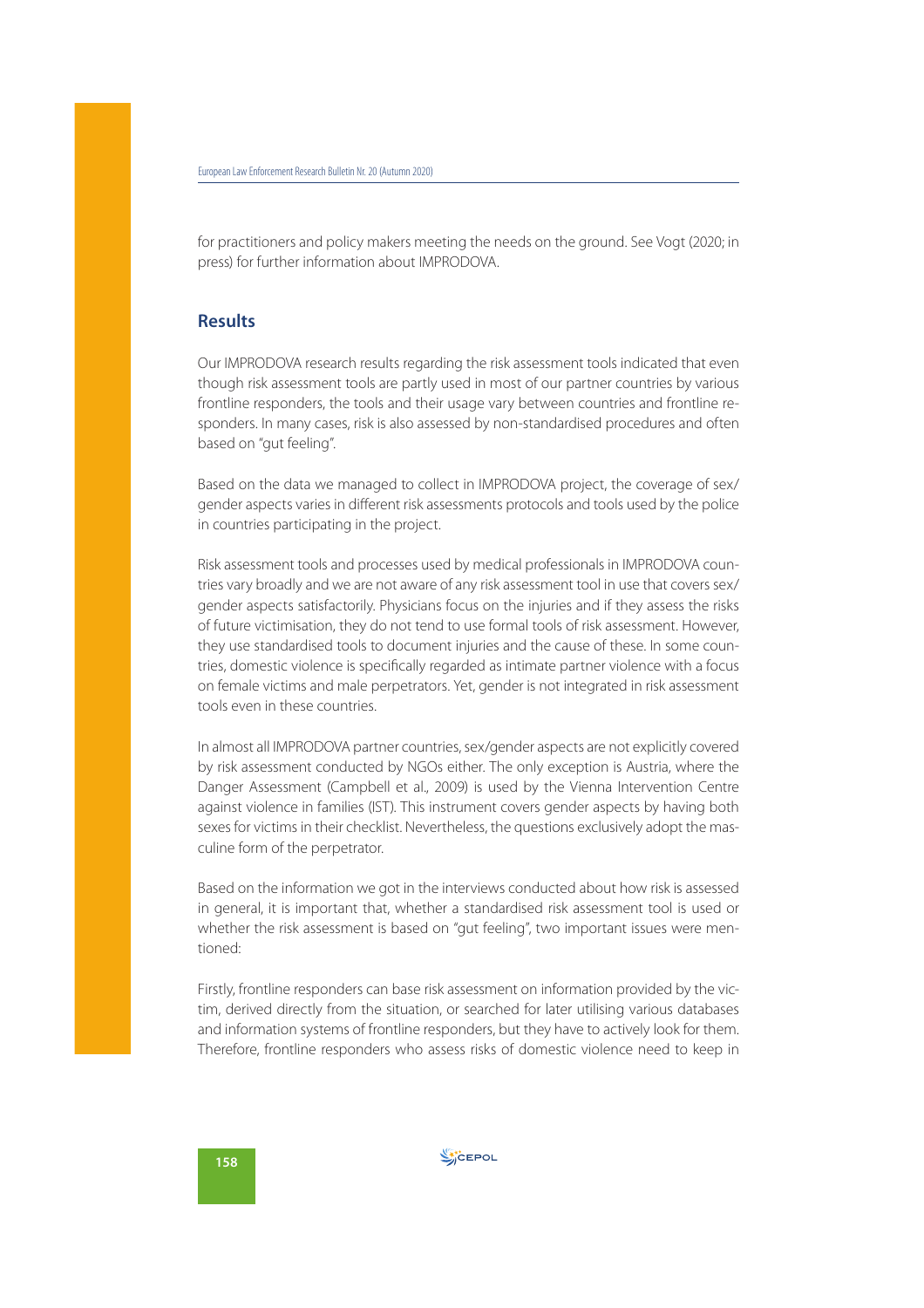for practitioners and policy makers meeting the needs on the ground. See Vogt (2020; in press) for further information about IMPRODOVA.

## Results

Our IMPRODOVA research results regarding the risk assessment tools indicated that even though risk assessment tools are partly used in most of our partner countries by various frontline responders, the tools and their usage vary between countries and frontline responders. In many cases, risk is also assessed by non-standardised procedures and often based on "gut feeling".

Based on the data we managed to collect in IMPRODOVA project, the coverage of sex/gender aspects varies in different risk assessments protocols and tools used by the police in countries participating in the project.

Risk assessment tools and processes used by medical professionals in IMPRODOVA countries vary broadly and we are not aware of any risk assessment tool in use that covers sex/gender aspects satisfactorily. Physicians focus on the injuries and if they assess the risks of future victimisation, they do not tend to use formal tools of risk assessment. However, they use standardised tools to document injuries and the cause of these. In some countries, domestic violence is specifically regarded as intimate partner violence with a focus on female victims and male perpetrators. Yet, gender is not integrated in risk assessment tools even in these countries.

In almost all IMPRODOVA partner countries, sex/gender aspects are not explicitly covered by risk assessment conducted by NGOs either. The only exception is Austria, where the Danger Assessment (Campbell et al., 2009) is used by the Vienna Intervention Centre against violence in families (IST). This instrument covers gender aspects by having both sexes for victims in their checklist. Nevertheless, the questions exclusively adopt the masculine form of the perpetrator.

Based on the information we got in the interviews conducted about how risk is assessed in general, it is important that, whether a standardised risk assessment tool is used or whether the risk assessment is based on "gut feeling", two important issues were mentioned:

Firstly, frontline responders can base risk assessment on information provided by the victim, derived directly from the situation, or searched for later utilising various databases and information systems of frontline responders, but they have to actively look for them. Therefore, frontline responders who assess risks of domestic violence need to keep in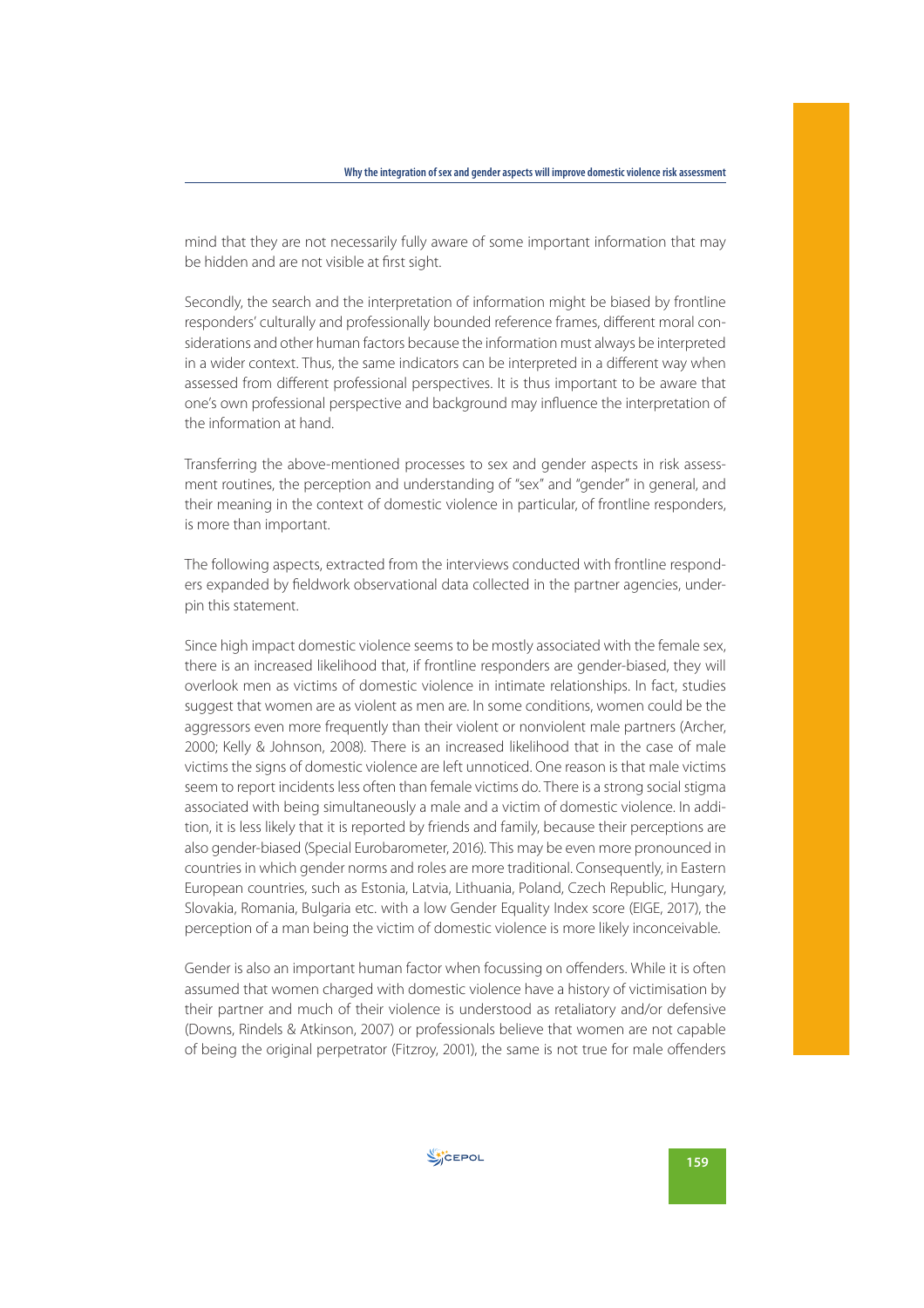mind that they are not necessarily fully aware of some important information that may be hidden and are not visible at first sight.

Secondly, the search and the interpretation of information might be biased by frontline responders' culturally and professionally bounded reference frames, different moral considerations and other human factors because the information must always be interpreted in a wider context. Thus, the same indicators can be interpreted in a different way when assessed from different professional perspectives. It is thus important to be aware that one's own professional perspective and background may influence the interpretation of the information at hand.

Transferring the above-mentioned processes to sex and gender aspects in risk assessment routines, the perception and understanding of "sex" and "gender" in general, and their meaning in the context of domestic violence in particular, of frontline responders, is more than important.

The following aspects, extracted from the interviews conducted with frontline responders expanded by fieldwork observational data collected in the partner agencies, underpin this statement.

Since high impact domestic violence seems to be mostly associated with the female sex, there is an increased likelihood that, if frontline responders are gender-biased, they will overlook men as victims of domestic violence in intimate relationships. In fact, studies suggest that women are as violent as men are. In some conditions, women could be the aggressors even more frequently than their violent or nonviolent male partners (Archer, 2000; Kelly & Johnson, 2008). There is an increased likelihood that in the case of male victims the signs of domestic violence are left unnoticed. One reason is that male victims seem to report incidents less often than female victims do. There is a strong social stigma associated with being simultaneously a male and a victim of domestic violence. In addition, it is less likely that it is reported by friends and family, because their perceptions are also gender-biased (Special Eurobarometer, 2016). This may be even more pronounced in countries in which gender norms and roles are more traditional. Consequently, in Eastern European countries, such as Estonia, Latvia, Lithuania, Poland, Czech Republic, Hungary, Slovakia, Romania, Bulgaria etc. with a low Gender Equality Index score (EIGE, 2017), the perception of a man being the victim of domestic violence is more likely inconceivable.

Gender is also an important human factor when focussing on offenders. While it is often assumed that women charged with domestic violence have a history of victimisation by their partner and much of their violence is understood as retaliatory and/or defensive (Downs, Rindels & Atkinson, 2007) or professionals believe that women are not capable of being the original perpetrator (Fitzroy, 2001), the same is not true for male offenders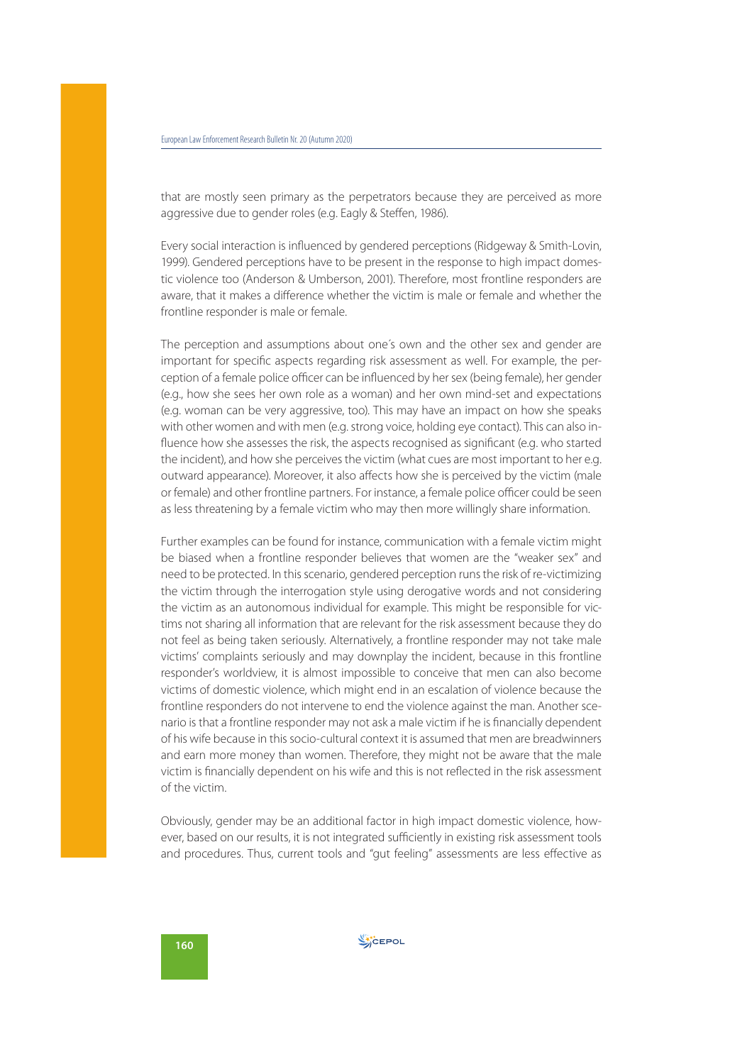that are mostly seen primary as the perpetrators because they are perceived as more aggressive due to gender roles (e.g. Eagly & Steffen, 1986).

Every social interaction is influenced by gendered perceptions (Ridgeway & Smith-Lovin, 1999). Gendered perceptions have to be present in the response to high impact domestic violence too (Anderson & Umberson, 2001). Therefore, most frontline responders are aware, that it makes a difference whether the victim is male or female and whether the frontline responder is male or female.

The perception and assumptions about one´s own and the other sex and gender are important for specific aspects regarding risk assessment as well. For example, the perception of a female police officer can be influenced by her sex (being female), her gender (e.g., how she sees her own role as a woman) and her own mind-set and expectations (e.g. woman can be very aggressive, too). This may have an impact on how she speaks with other women and with men (e.g. strong voice, holding eye contact). This can also influence how she assesses the risk, the aspects recognised as significant (e.g. who started the incident), and how she perceives the victim (what cues are most important to her e.g. outward appearance). Moreover, it also affects how she is perceived by the victim (male or female) and other frontline partners. For instance, a female police officer could be seen as less threatening by a female victim who may then more willingly share information.

Further examples can be found for instance, communication with a female victim might be biased when a frontline responder believes that women are the "weaker sex" and need to be protected. In this scenario, gendered perception runs the risk of re-victimizing the victim through the interrogation style using derogative words and not considering the victim as an autonomous individual for example. This might be responsible for victims not sharing all information that are relevant for the risk assessment because they do not feel as being taken seriously. Alternatively, a frontline responder may not take male victims' complaints seriously and may downplay the incident, because in this frontline responder's worldview, it is almost impossible to conceive that men can also become victims of domestic violence, which might end in an escalation of violence because the frontline responders do not intervene to end the violence against the man. Another scenario is that a frontline responder may not ask a male victim if he is financially dependent of his wife because in this socio-cultural context it is assumed that men are breadwinners and earn more money than women. Therefore, they might not be aware that the male victim is financially dependent on his wife and this is not reflected in the risk assessment of the victim.

Obviously, gender may be an additional factor in high impact domestic violence, however, based on our results, it is not integrated sufficiently in existing risk assessment tools and procedures. Thus, current tools and "gut feeling" assessments are less effective as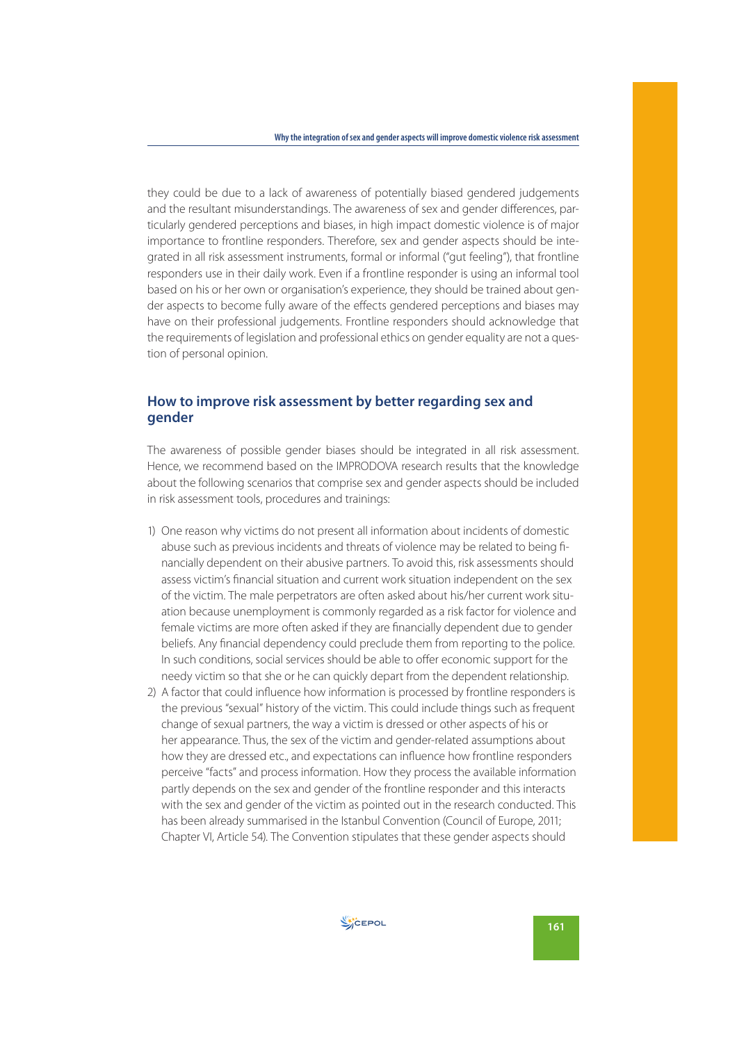they could be due to a lack of awareness of potentially biased gendered judgements and the resultant misunderstandings. The awareness of sex and gender differences, particularly gendered perceptions and biases, in high impact domestic violence is of major importance to frontline responders. Therefore, sex and gender aspects should be integrated in all risk assessment instruments, formal or informal ("gut feeling"), that frontline responders use in their daily work. Even if a frontline responder is using an informal tool based on his or her own or organisation's experience, they should be trained about gender aspects to become fully aware of the effects gendered perceptions and biases may have on their professional judgements. Frontline responders should acknowledge that the requirements of legislation and professional ethics on gender equality are not a question of personal opinion.

## How to improve risk assessment by better regarding sex and gender

The awareness of possible gender biases should be integrated in all risk assessment. Hence, we recommend based on the IMPRODOVA research results that the knowledge about the following scenarios that comprise sex and gender aspects should be included in risk assessment tools, procedures and trainings:

1) One reason why victims do not present all information about incidents of domestic abuse such as previous incidents and threats of violence may be related to being financially dependent on their abusive partners. To avoid this, risk assessments should assess victim's financial situation and current work situation independent on the sex of the victim. The male perpetrators are often asked about his/her current work situation because unemployment is commonly regarded as a risk factor for violence and female victims are more often asked if they are financially dependent due to gender beliefs. Any financial dependency could preclude them from reporting to the police. In such conditions, social services should be able to offer economic support for the needy victim so that she or he can quickly depart from the dependent relationship.
2) A factor that could influence how information is processed by frontline responders is the previous "sexual" history of the victim. This could include things such as frequent change of sexual partners, the way a victim is dressed or other aspects of his or her appearance. Thus, the sex of the victim and gender-related assumptions about how they are dressed etc., and expectations can influence how frontline responders perceive "facts" and process information. How they process the available information partly depends on the sex and gender of the frontline responder and this interacts with the sex and gender of the victim as pointed out in the research conducted. This has been already summarised in the Istanbul Convention (Council of Europe, 2011; Chapter VI, Article 54). The Convention stipulates that these gender aspects should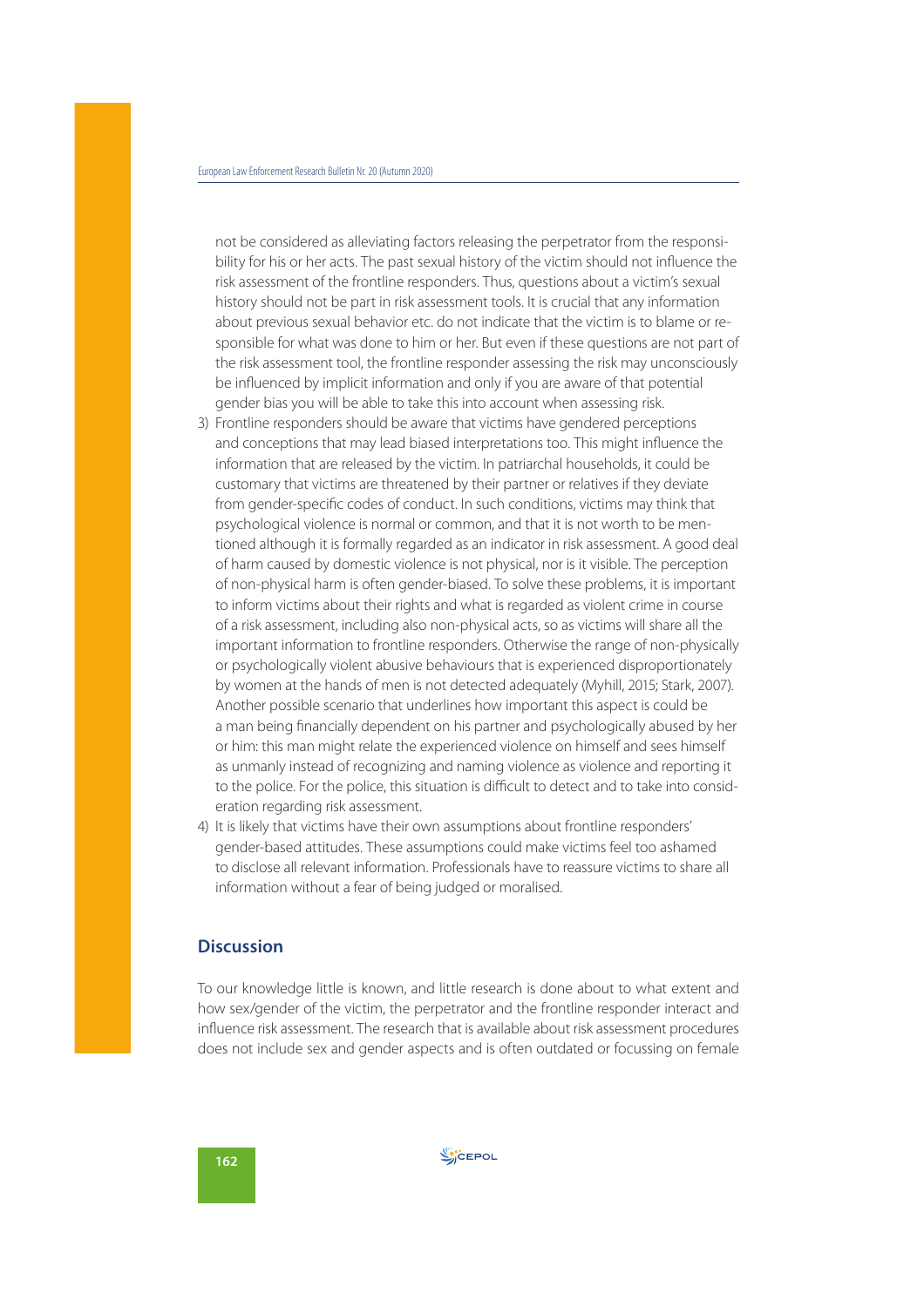not be considered as alleviating factors releasing the perpetrator from the responsibility for his or her acts. The past sexual history of the victim should not influence the risk assessment of the frontline responders. Thus, questions about a victim's sexual history should not be part in risk assessment tools. It is crucial that any information about previous sexual behavior etc. do not indicate that the victim is to blame or responsible for what was done to him or her. But even if these questions are not part of the risk assessment tool, the frontline responder assessing the risk may unconsciously be influenced by implicit information and only if you are aware of that potential gender bias you will be able to take this into account when assessing risk.

3) Frontline responders should be aware that victims have gendered perceptions and conceptions that may lead biased interpretations too. This might influence the information that are released by the victim. In patriarchal households, it could be customary that victims are threatened by their partner or relatives if they deviate from gender-specific codes of conduct. In such conditions, victims may think that psychological violence is normal or common, and that it is not worth to be mentioned although it is formally regarded as an indicator in risk assessment. A good deal of harm caused by domestic violence is not physical, nor is it visible. The perception of non-physical harm is often gender-biased. To solve these problems, it is important to inform victims about their rights and what is regarded as violent crime in course of a risk assessment, including also non-physical acts, so as victims will share all the important information to frontline responders. Otherwise the range of non-physically or psychologically violent abusive behaviours that is experienced disproportionately by women at the hands of men is not detected adequately (Myhill, 2015; Stark, 2007). Another possible scenario that underlines how important this aspect is could be a man being financially dependent on his partner and psychologically abused by her or him: this man might relate the experienced violence on himself and sees himself as unmanly instead of recognizing and naming violence as violence and reporting it to the police. For the police, this situation is difficult to detect and to take into consideration regarding risk assessment.
4) It is likely that victims have their own assumptions about frontline responders' gender-based attitudes. These assumptions could make victims feel too ashamed to disclose all relevant information. Professionals have to reassure victims to share all information without a fear of being judged or moralised.

## Discussion

To our knowledge little is known, and little research is done about to what extent and how sex/gender of the victim, the perpetrator and the frontline responder interact and influence risk assessment. The research that is available about risk assessment procedures does not include sex and gender aspects and is often outdated or focussing on female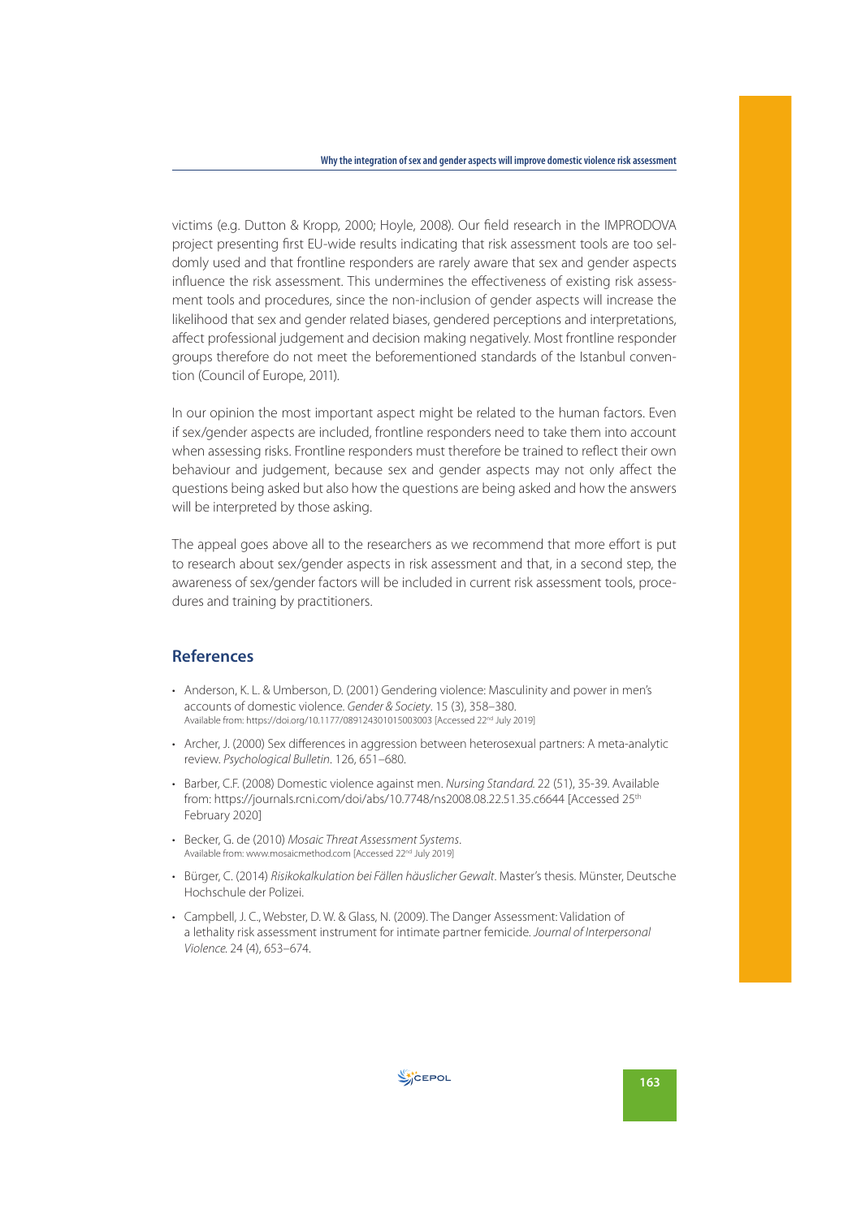victims (e.g. Dutton & Kropp, 2000; Hoyle, 2008). Our field research in the IMPRODOVA project presenting first EU-wide results indicating that risk assessment tools are too seldomly used and that frontline responders are rarely aware that sex and gender aspects influence the risk assessment. This undermines the effectiveness of existing risk assessment tools and procedures, since the non-inclusion of gender aspects will increase the likelihood that sex and gender related biases, gendered perceptions and interpretations, affect professional judgement and decision making negatively. Most frontline responder groups therefore do not meet the beforementioned standards of the Istanbul convention (Council of Europe, 2011).

In our opinion the most important aspect might be related to the human factors. Even if sex/gender aspects are included, frontline responders need to take them into account when assessing risks. Frontline responders must therefore be trained to reflect their own behaviour and judgement, because sex and gender aspects may not only affect the questions being asked but also how the questions are being asked and how the answers will be interpreted by those asking.

The appeal goes above all to the researchers as we recommend that more effort is put to research about sex/gender aspects in risk assessment and that, in a second step, the awareness of sex/gender factors will be included in current risk assessment tools, procedures and training by practitioners.

## References

- Anderson, K. L. & Umberson, D. (2001) Gendering violence: Masculinity and power in men's accounts of domestic violence. *Gender & Society*. 15 (3), 358–380. Available from: https://doi.org/10.1177/089124301015003003 [Accessed 22nd July 2019]
- Archer, J. (2000) Sex differences in aggression between heterosexual partners: A meta-analytic review. *Psychological Bulletin*. 126, 651–680.
- Barber, C.F. (2008) Domestic violence against men. *Nursing Standard.* 22 (51), 35-39. Available from: https://journals.rcni.com/doi/abs/10.7748/ns2008.08.22.51.35.c6644 [Accessed 25th February 2020]
- Becker, G. de (2010) *Mosaic Threat Assessment Systems*. Available from: www.mosaicmethod.com [Accessed 22nd July 2019]
- Bürger, C. (2014) *Risikokalkulation bei Fällen häuslicher Gewalt*. Master's thesis. Münster, Deutsche Hochschule der Polizei.
- Campbell, J. C., Webster, D. W. & Glass, N. (2009). The Danger Assessment: Validation of a lethality risk assessment instrument for intimate partner femicide. *Journal of Interpersonal Violence.* 24 (4), 653–674.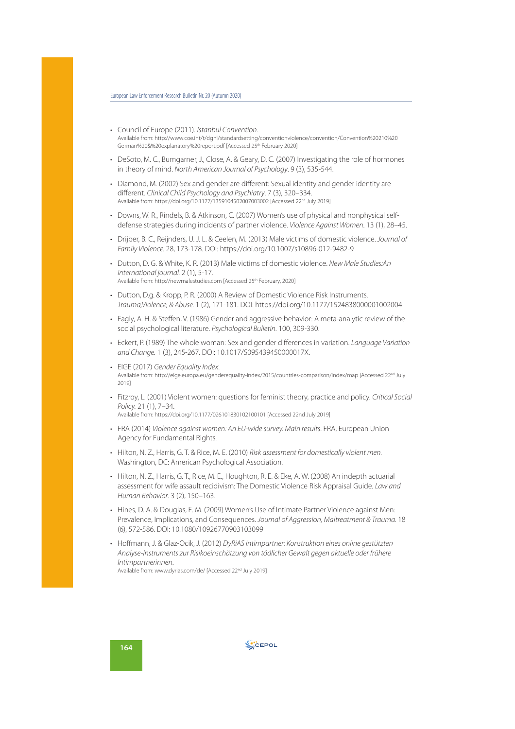- Council of Europe (2011). *Istanbul Convention*.
  Available from: http://www.coe.int/t/dghl/standardsetting/conventionviolence/convention/Convention%20210%20German%20&%20explanatory%20report.pdf [Accessed 25th February 2020]

- DeSoto, M. C., Bumgarner, J., Close, A. & Geary, D. C. (2007) Investigating the role of hormones in theory of mind. *North American Journal of Psychology*. 9 (3), 535-544.

- Diamond, M. (2002) Sex and gender are different: Sexual identity and gender identity are different. *Clinical Child Psychology and Psychiatry*. 7 (3), 320–334.
  Available from: https://doi.org/10.1177/1359104502007003002 [Accessed 22nd July 2019]

- Downs, W. R., Rindels, B. & Atkinson, C. (2007) Women's use of physical and nonphysical self-defense strategies during incidents of partner violence. *Violence Against Women*. 13 (1), 28–45.

- Drijber, B. C., Reijnders, U. J. L. & Ceelen, M. (2013) Male victims of domestic violence. *Journal of Family Violence.* 28, 173-178. DOI: https://doi.org/10.1007/s10896-012-9482-9

- Dutton, D. G. & White, K. R. (2013) Male victims of domestic violence. *New Male Studies:An international journal.* 2 (1), 5-17.
  Available from: http://newmalestudies.com [Accessed 25th February, 2020]

- Dutton, D.g. & Kropp, P. R. (2000) A Review of Domestic Violence Risk Instruments. *Trauma,Violence, & Abuse.* 1 (2), 171-181. DOI: https://doi.org/10.1177/1524838000001002004

- Eagly, A. H. & Steffen, V. (1986) Gender and aggressive behavior: A meta-analytic review of the social psychological literature. *Psychological Bulletin*. 100, 309-330.

- Eckert, P. (1989) The whole woman: Sex and gender differences in variation. *Language Variation and Change.* 1 (3), 245-267. DOI: 10.1017/S095439450000017X.

- EIGE (2017) *Gender Equality Index*.
  Available from: http://eige.europa.eu/genderequality-index/2015/countries-comparison/index/map [Accessed 22nd July 2019]

- Fitzroy, L. (2001) Violent women: questions for feminist theory, practice and policy. *Critical Social Policy.* 21 (1), 7–34.
  Available from: https://doi.org/10.1177/026101830102100101 [Accessed 22nd July 2019]

- FRA (2014) *Violence against women: An EU-wide survey. Main results*. FRA, European Union Agency for Fundamental Rights.

- Hilton, N. Z., Harris, G. T. & Rice, M. E. (2010) *Risk assessment for domestically violent men.* Washington, DC: American Psychological Association.

- Hilton, N. Z., Harris, G. T., Rice, M. E., Houghton, R. E. & Eke, A. W. (2008) An indepth actuarial assessment for wife assault recidivism: The Domestic Violence Risk Appraisal Guide. *Law and Human Behavior*. 3 (2), 150–163.

- Hines, D. A. & Douglas, E. M. (2009) Women's Use of Intimate Partner Violence against Men: Prevalence, Implications, and Consequences. *Journal of Aggression, Maltreatment & Trauma.* 18 (6), 572-586. DOI: 10.1080/10926770903103099

- Hoffmann, J. & Glaz-Ocik, J. (2012) *DyRiAS Intimpartner: Konstruktion eines online gestützten Analyse-Instruments zur Risikoeinschätzung von tödlicher Gewalt gegen aktuelle oder frühere Intimpartnerinnen*.
  Available from: www.dyrias.com/de/ [Accessed 22nd July 2019]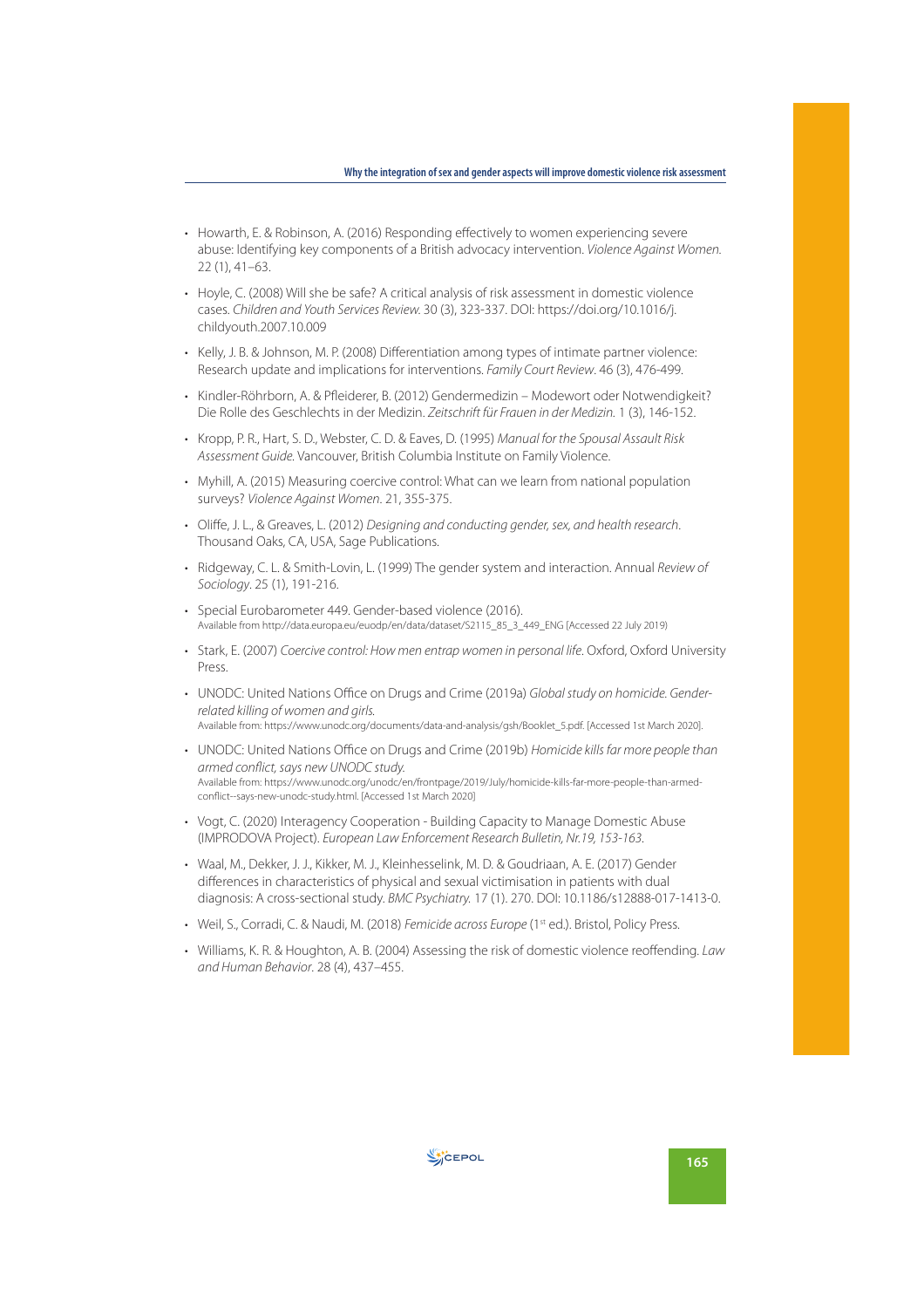- Howarth, E. & Robinson, A. (2016) Responding effectively to women experiencing severe abuse: Identifying key components of a British advocacy intervention. *Violence Against Women.* 22 (1), 41–63.
- Hoyle, C. (2008) Will she be safe? A critical analysis of risk assessment in domestic violence cases. *Children and Youth Services Review.* 30 (3), 323-337. DOI: https://doi.org/10.1016/j.childyouth.2007.10.009
- Kelly, J. B. & Johnson, M. P. (2008) Differentiation among types of intimate partner violence: Research update and implications for interventions. *Family Court Review*. 46 (3), 476-499.
- Kindler-Röhrborn, A. & Pfleiderer, B. (2012) Gendermedizin – Modewort oder Notwendigkeit? Die Rolle des Geschlechts in der Medizin. *Zeitschrift für Frauen in der Medizin.* 1 (3), 146-152.
- Kropp, P. R., Hart, S. D., Webster, C. D. & Eaves, D. (1995) *Manual for the Spousal Assault Risk Assessment Guide.* Vancouver, British Columbia Institute on Family Violence.
- Myhill, A. (2015) Measuring coercive control: What can we learn from national population surveys? *Violence Against Women*. 21, 355-375.
- Oliffe, J. L., & Greaves, L. (2012) *Designing and conducting gender, sex, and health research*. Thousand Oaks, CA, USA, Sage Publications.
- Ridgeway, C. L. & Smith-Lovin, L. (1999) The gender system and interaction. Annual *Review of Sociology*. 25 (1), 191-216.
- Special Eurobarometer 449. Gender-based violence (2016). Available from http://data.europa.eu/euodp/en/data/dataset/S2115_85_3_449_ENG [Accessed 22 July 2019)
- Stark, E. (2007) *Coercive control: How men entrap women in personal life*. Oxford, Oxford University Press.
- UNODC: United Nations Office on Drugs and Crime (2019a) *Global study on homicide. Gender-related killing of women and girls.* Available from: https://www.unodc.org/documents/data-and-analysis/gsh/Booklet_5.pdf. [Accessed 1st March 2020].
- UNODC: United Nations Office on Drugs and Crime (2019b) *Homicide kills far more people than armed conflict, says new UNODC study.* Available from: https://www.unodc.org/unodc/en/frontpage/2019/July/homicide-kills-far-more-people-than-armed-conflict--says-new-unodc-study.html. [Accessed 1st March 2020]
- Vogt, C. (2020) Interagency Cooperation - Building Capacity to Manage Domestic Abuse (IMPRODOVA Project). *European Law Enforcement Research Bulletin, Nr.19, 153-163.*
- Waal, M., Dekker, J. J., Kikker, M. J., Kleinhesselink, M. D. & Goudriaan, A. E. (2017) Gender differences in characteristics of physical and sexual victimisation in patients with dual diagnosis: A cross-sectional study. *BMC Psychiatry.* 17 (1). 270. DOI: 10.1186/s12888-017-1413-0.
- Weil, S., Corradi, C. & Naudi, M. (2018) *Femicide across Europe* (1st ed.). Bristol, Policy Press.
- Williams, K. R. & Houghton, A. B. (2004) Assessing the risk of domestic violence reoffending. *Law and Human Behavior.* 28 (4), 437–455.